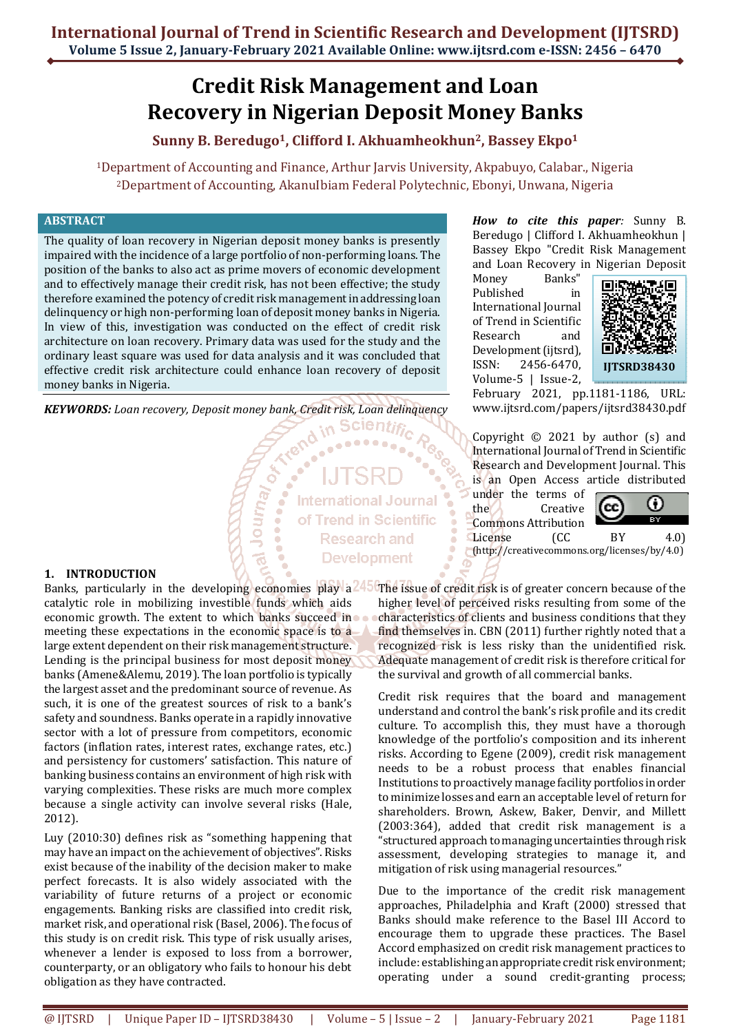# Credit Risk Management and Loan Recovery in Nigerian Deposit Money Banks

**Sunny B. Beredugo[1], Clifford I. Akhuamheokhun[2], Bassey Ekpo[1]**

[1]Department of Accounting and Finance, Arthur Jarvis University, Akpabuyo, Calabar., Nigeria
[2]Department of Accounting, AkanuIbiam Federal Polytechnic, Ebonyi, Unwana, Nigeria

## ABSTRACT

The quality of loan recovery in Nigerian deposit money banks is presently impaired with the incidence of a large portfolio of non-performing loans. The position of the banks to also act as prime movers of economic development and to effectively manage their credit risk, has not been effective; the study therefore examined the potency of credit risk management in addressing loan delinquency or high non-performing loan of deposit money banks in Nigeria. In view of this, investigation was conducted on the effect of credit risk architecture on loan recovery. Primary data was used for the study and the ordinary least square was used for data analysis and it was concluded that effective credit risk architecture could enhance loan recovery of deposit money banks in Nigeria.

***KEYWORDS:*** *Loan recovery, Deposit money bank, Credit risk, Loan delinquency*

***How to cite this paper:*** Sunny B. Beredugo | Clifford I. Akhuamheokhun | Bassey Ekpo "Credit Risk Management and Loan Recovery in Nigerian Deposit Money Banks" Published in International Journal of Trend in Scientific Research and Development (ijtsrd), ISSN: 2456-6470, Volume-5 | Issue-2, February 2021, pp.1181-1186, URL: www.ijtsrd.com/papers/ijtsrd38430.pdf

IJTSRD38430

Copyright © 2021 by author (s) and International Journal of Trend in Scientific Research and Development Journal. This is an Open Access article distributed under the terms of the Creative Commons Attribution License (CC BY 4.0) (http://creativecommons.org/licenses/by/4.0)

## 1. INTRODUCTION

Banks, particularly in the developing economies play a catalytic role in mobilizing investible funds which aids economic growth. The extent to which banks succeed in meeting these expectations in the economic space is to a large extent dependent on their risk management structure. Lending is the principal business for most deposit money banks (Amene&Alemu, 2019). The loan portfolio is typically the largest asset and the predominant source of revenue. As such, it is one of the greatest sources of risk to a bank's safety and soundness. Banks operate in a rapidly innovative sector with a lot of pressure from competitors, economic factors (inflation rates, interest rates, exchange rates, etc.) and persistency for customers' satisfaction. This nature of banking business contains an environment of high risk with varying complexities. These risks are much more complex because a single activity can involve several risks (Hale, 2012).

Luy (2010:30) defines risk as "something happening that may have an impact on the achievement of objectives". Risks exist because of the inability of the decision maker to make perfect forecasts. It is also widely associated with the variability of future returns of a project or economic engagements. Banking risks are classified into credit risk, market risk, and operational risk (Basel, 2006). The focus of this study is on credit risk. This type of risk usually arises, whenever a lender is exposed to loss from a borrower, counterparty, or an obligatory who fails to honour his debt obligation as they have contracted.

The issue of credit risk is of greater concern because of the higher level of perceived risks resulting from some of the characteristics of clients and business conditions that they find themselves in. CBN (2011) further rightly noted that a recognized risk is less risky than the unidentified risk. Adequate management of credit risk is therefore critical for the survival and growth of all commercial banks.

Credit risk requires that the board and management understand and control the bank's risk profile and its credit culture. To accomplish this, they must have a thorough knowledge of the portfolio's composition and its inherent risks. According to Egene (2009), credit risk management needs to be a robust process that enables financial Institutions to proactively manage facility portfolios in order to minimize losses and earn an acceptable level of return for shareholders. Brown, Askew, Baker, Denvir, and Millett (2003:364), added that credit risk management is a "structured approach to managing uncertainties through risk assessment, developing strategies to manage it, and mitigation of risk using managerial resources."

Due to the importance of the credit risk management approaches, Philadelphia and Kraft (2000) stressed that Banks should make reference to the Basel III Accord to encourage them to upgrade these practices. The Basel Accord emphasized on credit risk management practices to include: establishing an appropriate credit risk environment; operating under a sound credit-granting process;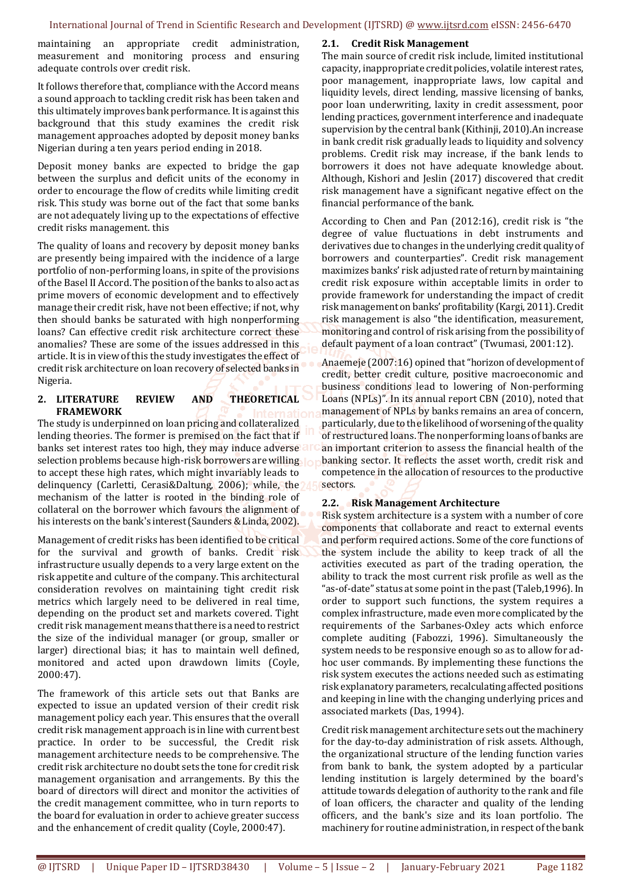maintaining an appropriate credit administration, measurement and monitoring process and ensuring adequate controls over credit risk.

It follows therefore that, compliance with the Accord means a sound approach to tackling credit risk has been taken and this ultimately improves bank performance. It is against this background that this study examines the credit risk management approaches adopted by deposit money banks Nigerian during a ten years period ending in 2018.

Deposit money banks are expected to bridge the gap between the surplus and deficit units of the economy in order to encourage the flow of credits while limiting credit risk. This study was borne out of the fact that some banks are not adequately living up to the expectations of effective credit risks management. this

The quality of loans and recovery by deposit money banks are presently being impaired with the incidence of a large portfolio of non-performing loans, in spite of the provisions of the Basel II Accord. The position of the banks to also act as prime movers of economic development and to effectively manage their credit risk, have not been effective; if not, why then should banks be saturated with high nonperforming loans? Can effective credit risk architecture correct these anomalies? These are some of the issues addressed in this article. It is in view of this the study investigates the effect of credit risk architecture on loan recovery of selected banks in Nigeria.

## 2. LITERATURE REVIEW AND THEORETICAL FRAMEWORK

The study is underpinned on loan pricing and collateralized lending theories. The former is premised on the fact that if banks set interest rates too high, they may induce adverse selection problems because high-risk borrowers are willing to accept these high rates, which might invariably leads to delinquency (Carletti, Cerasi&Daltung, 2006); while, the mechanism of the latter is rooted in the binding role of collateral on the borrower which favours the alignment of his interests on the bank's interest (Saunders & Linda, 2002).

Management of credit risks has been identified to be critical for the survival and growth of banks. Credit risk infrastructure usually depends to a very large extent on the risk appetite and culture of the company. This architectural consideration revolves on maintaining tight credit risk metrics which largely need to be delivered in real time, depending on the product set and markets covered. Tight credit risk management means that there is a need to restrict the size of the individual manager (or group, smaller or larger) directional bias; it has to maintain well defined, monitored and acted upon drawdown limits (Coyle, 2000:47).

The framework of this article sets out that Banks are expected to issue an updated version of their credit risk management policy each year. This ensures that the overall credit risk management approach is in line with current best practice. In order to be successful, the Credit risk management architecture needs to be comprehensive. The credit risk architecture no doubt sets the tone for credit risk management organisation and arrangements. By this the board of directors will direct and monitor the activities of the credit management committee, who in turn reports to the board for evaluation in order to achieve greater success and the enhancement of credit quality (Coyle, 2000:47).

### 2.1. Credit Risk Management

The main source of credit risk include, limited institutional capacity, inappropriate credit policies, volatile interest rates, poor management, inappropriate laws, low capital and liquidity levels, direct lending, massive licensing of banks, poor loan underwriting, laxity in credit assessment, poor lending practices, government interference and inadequate supervision by the central bank (Kithinji, 2010).An increase in bank credit risk gradually leads to liquidity and solvency problems. Credit risk may increase, if the bank lends to borrowers it does not have adequate knowledge about. Although, Kishori and Jeslin (2017) discovered that credit risk management have a significant negative effect on the financial performance of the bank.

According to Chen and Pan (2012:16), credit risk is "the degree of value fluctuations in debt instruments and derivatives due to changes in the underlying credit quality of borrowers and counterparties". Credit risk management maximizes banks' risk adjusted rate of return by maintaining credit risk exposure within acceptable limits in order to provide framework for understanding the impact of credit risk management on banks' profitability (Kargi, 2011). Credit risk management is also "the identification, measurement, monitoring and control of risk arising from the possibility of default payment of a loan contract" (Twumasi, 2001:12).

Anaemeje (2007:16) opined that "horizon of development of credit, better credit culture, positive macroeconomic and business conditions lead to lowering of Non-performing Loans (NPLs)". In its annual report CBN (2010), noted that management of NPLs by banks remains an area of concern, particularly, due to the likelihood of worsening of the quality of restructured loans. The nonperforming loans of banks are an important criterion to assess the financial health of the banking sector. It reflects the asset worth, credit risk and competence in the allocation of resources to the productive sectors.

### 2.2. Risk Management Architecture

Risk system architecture is a system with a number of core components that collaborate and react to external events and perform required actions. Some of the core functions of the system include the ability to keep track of all the activities executed as part of the trading operation, the ability to track the most current risk profile as well as the "as-of-date" status at some point in the past (Taleb,1996). In order to support such functions, the system requires a complex infrastructure, made even more complicated by the requirements of the Sarbanes-Oxley acts which enforce complete auditing (Fabozzi, 1996). Simultaneously the system needs to be responsive enough so as to allow for ad-hoc user commands. By implementing these functions the risk system executes the actions needed such as estimating risk explanatory parameters, recalculating affected positions and keeping in line with the changing underlying prices and associated markets (Das, 1994).

Credit risk management architecture sets out the machinery for the day-to-day administration of risk assets. Although, the organizational structure of the lending function varies from bank to bank, the system adopted by a particular lending institution is largely determined by the board's attitude towards delegation of authority to the rank and file of loan officers, the character and quality of the lending officers, and the bank's size and its loan portfolio. The machinery for routine administration, in respect of the bank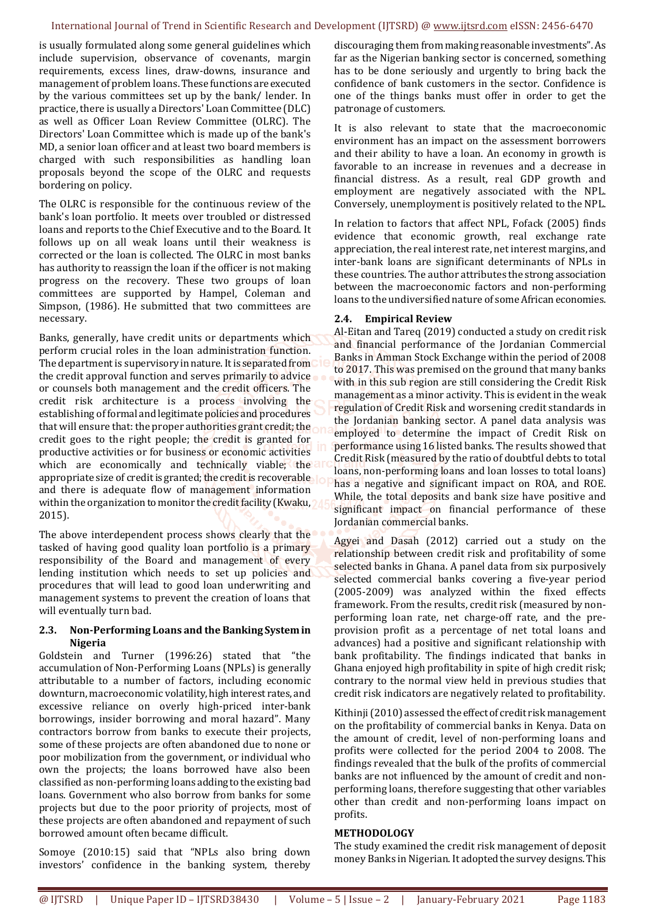is usually formulated along some general guidelines which include supervision, observance of covenants, margin requirements, excess lines, draw-downs, insurance and management of problem loans. These functions are executed by the various committees set up by the bank/ lender. In practice, there is usually a Directors' Loan Committee (DLC) as well as Officer Loan Review Committee (OLRC). The Directors' Loan Committee which is made up of the bank's MD, a senior loan officer and at least two board members is charged with such responsibilities as handling loan proposals beyond the scope of the OLRC and requests bordering on policy.

The OLRC is responsible for the continuous review of the bank's loan portfolio. It meets over troubled or distressed loans and reports to the Chief Executive and to the Board. It follows up on all weak loans until their weakness is corrected or the loan is collected. The OLRC in most banks has authority to reassign the loan if the officer is not making progress on the recovery. These two groups of loan committees are supported by Hampel, Coleman and Simpson, (1986). He submitted that two committees are necessary.

Banks, generally, have credit units or departments which perform crucial roles in the loan administration function. The department is supervisory in nature. It is separated from the credit approval function and serves primarily to advice or counsels both management and the credit officers. The credit risk architecture is a process involving the establishing of formal and legitimate policies and procedures that will ensure that: the proper authorities grant credit; the credit goes to the right people; the credit is granted for productive activities or for business or economic activities which are economically and technically viable; the appropriate size of credit is granted; the credit is recoverable and there is adequate flow of management information within the organization to monitor the credit facility (Kwaku, 2015).

The above interdependent process shows clearly that the tasked of having good quality loan portfolio is a primary responsibility of the Board and management of every lending institution which needs to set up policies and procedures that will lead to good loan underwriting and management systems to prevent the creation of loans that will eventually turn bad.

### 2.3. Non-Performing Loans and the Banking System in Nigeria

Goldstein and Turner (1996:26) stated that "the accumulation of Non-Performing Loans (NPLs) is generally attributable to a number of factors, including economic downturn, macroeconomic volatility, high interest rates, and excessive reliance on overly high-priced inter-bank borrowings, insider borrowing and moral hazard". Many contractors borrow from banks to execute their projects, some of these projects are often abandoned due to none or poor mobilization from the government, or individual who own the projects; the loans borrowed have also been classified as non-performing loans adding to the existing bad loans. Government who also borrow from banks for some projects but due to the poor priority of projects, most of these projects are often abandoned and repayment of such borrowed amount often became difficult.

Somoye (2010:15) said that "NPLs also bring down investors' confidence in the banking system, thereby discouraging them from making reasonable investments". As far as the Nigerian banking sector is concerned, something has to be done seriously and urgently to bring back the confidence of bank customers in the sector. Confidence is one of the things banks must offer in order to get the patronage of customers.

It is also relevant to state that the macroeconomic environment has an impact on the assessment borrowers and their ability to have a loan. An economy in growth is favorable to an increase in revenues and a decrease in financial distress. As a result, real GDP growth and employment are negatively associated with the NPL. Conversely, unemployment is positively related to the NPL.

In relation to factors that affect NPL, Fofack (2005) finds evidence that economic growth, real exchange rate appreciation, the real interest rate, net interest margins, and inter-bank loans are significant determinants of NPLs in these countries. The author attributes the strong association between the macroeconomic factors and non-performing loans to the undiversified nature of some African economies.

### 2.4. Empirical Review

Al-Eitan and Tareq (2019) conducted a study on credit risk and financial performance of the Jordanian Commercial Banks in Amman Stock Exchange within the period of 2008 to 2017. This was premised on the ground that many banks with in this sub region are still considering the Credit Risk management as a minor activity. This is evident in the weak regulation of Credit Risk and worsening credit standards in the Jordanian banking sector. A panel data analysis was employed to determine the impact of Credit Risk on performance using 16 listed banks. The results showed that Credit Risk (measured by the ratio of doubtful debts to total loans, non-performing loans and loan losses to total loans) has a negative and significant impact on ROA, and ROE. While, the total deposits and bank size have positive and significant impact on financial performance of these Jordanian commercial banks.

Agyei and Dasah (2012) carried out a study on the relationship between credit risk and profitability of some selected banks in Ghana. A panel data from six purposively selected commercial banks covering a five-year period (2005-2009) was analyzed within the fixed effects framework. From the results, credit risk (measured by non-performing loan rate, net charge-off rate, and the pre-provision profit as a percentage of net total loans and advances) had a positive and significant relationship with bank profitability. The findings indicated that banks in Ghana enjoyed high profitability in spite of high credit risk; contrary to the normal view held in previous studies that credit risk indicators are negatively related to profitability.

Kithinji (2010) assessed the effect of credit risk management on the profitability of commercial banks in Kenya. Data on the amount of credit, level of non-performing loans and profits were collected for the period 2004 to 2008. The findings revealed that the bulk of the profits of commercial banks are not influenced by the amount of credit and non-performing loans, therefore suggesting that other variables other than credit and non-performing loans impact on profits.

## METHODOLOGY

The study examined the credit risk management of deposit money Banks in Nigerian. It adopted the survey designs. This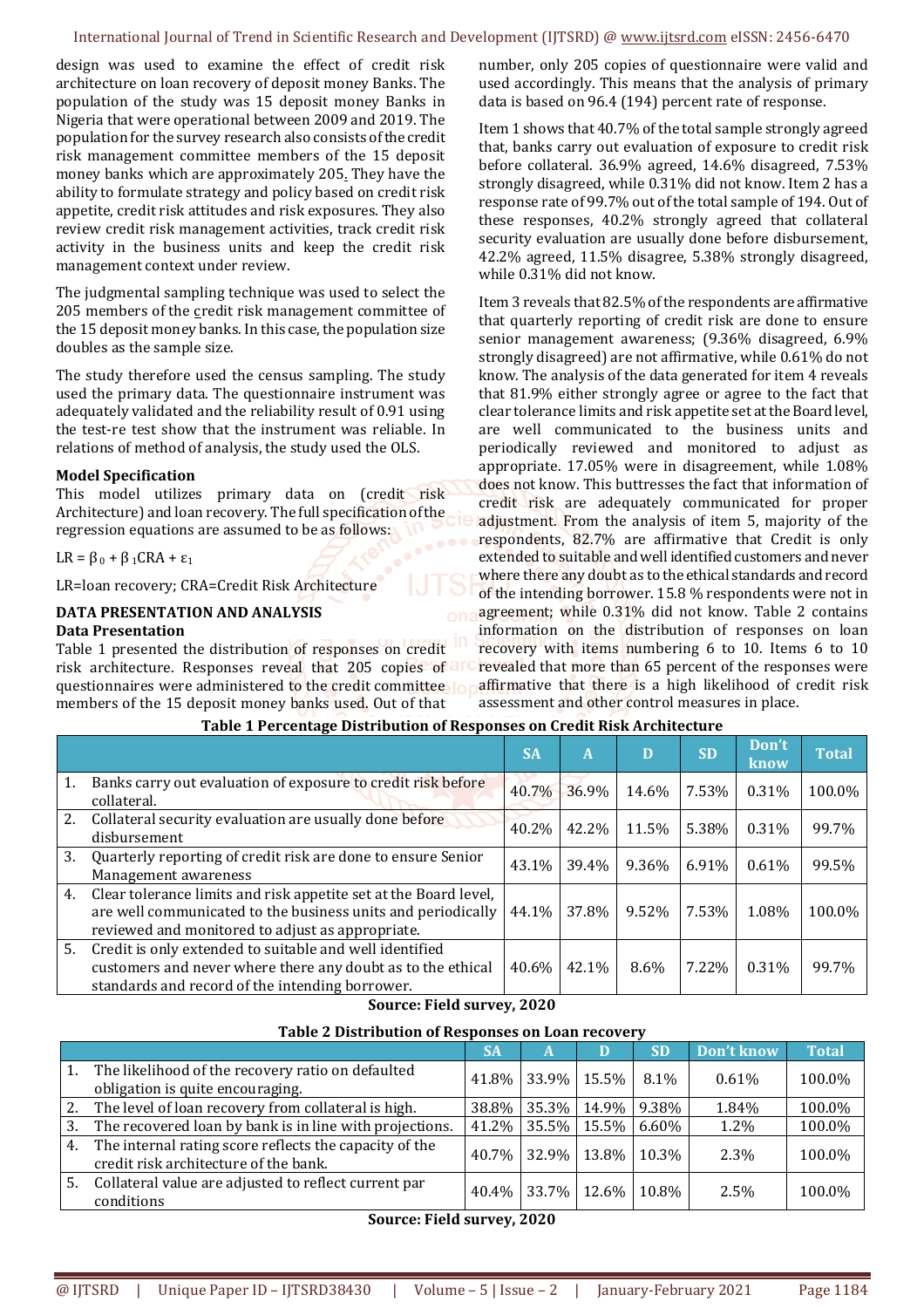design was used to examine the effect of credit risk architecture on loan recovery of deposit money Banks. The population of the study was 15 deposit money Banks in Nigeria that were operational between 2009 and 2019. The population for the survey research also consists of the credit risk management committee members of the 15 deposit money banks which are approximately 205. They have the ability to formulate strategy and policy based on credit risk appetite, credit risk attitudes and risk exposures. They also review credit risk management activities, track credit risk activity in the business units and keep the credit risk management context under review.

The judgmental sampling technique was used to select the 205 members of the credit risk management committee of the 15 deposit money banks. In this case, the population size doubles as the sample size.

The study therefore used the census sampling. The study used the primary data. The questionnaire instrument was adequately validated and the reliability result of 0.91 using the test-re test show that the instrument was reliable. In relations of method of analysis, the study used the OLS.

**Model Specification**

This model utilizes primary data on (credit risk Architecture) and loan recovery. The full specification of the regression equations are assumed to be as follows:

$LR = \beta_0 + \beta_1 CRA + \varepsilon_1$

LR=loan recovery; CRA=Credit Risk Architecture

## DATA PRESENTATION AND ANALYSIS

### Data Presentation

Table 1 presented the distribution of responses on credit risk architecture. Responses reveal that 205 copies of questionnaires were administered to the credit committee members of the 15 deposit money banks used. Out of that number, only 205 copies of questionnaire were valid and used accordingly. This means that the analysis of primary data is based on 96.4 (194) percent rate of response.

Item 1 shows that 40.7% of the total sample strongly agreed that, banks carry out evaluation of exposure to credit risk before collateral. 36.9% agreed, 14.6% disagreed, 7.53% strongly disagreed, while 0.31% did not know. Item 2 has a response rate of 99.7% out of the total sample of 194. Out of these responses, 40.2% strongly agreed that collateral security evaluation are usually done before disbursement, 42.2% agreed, 11.5% disagree, 5.38% strongly disagreed, while 0.31% did not know.

Item 3 reveals that 82.5% of the respondents are affirmative that quarterly reporting of credit risk are done to ensure senior management awareness; (9.36% disagreed, 6.9% strongly disagreed) are not affirmative, while 0.61% do not know. The analysis of the data generated for item 4 reveals that 81.9% either strongly agree or agree to the fact that clear tolerance limits and risk appetite set at the Board level, are well communicated to the business units and periodically reviewed and monitored to adjust as appropriate. 17.05% were in disagreement, while 1.08% does not know. This buttresses the fact that information of credit risk are adequately communicated for proper adjustment. From the analysis of item 5, majority of the respondents, 82.7% are affirmative that Credit is only extended to suitable and well identified customers and never where there any doubt as to the ethical standards and record of the intending borrower. 15.8 % respondents were not in agreement; while 0.31% did not know. Table 2 contains information on the distribution of responses on loan recovery with items numbering 6 to 10. Items 6 to 10 revealed that more than 65 percent of the responses were affirmative that there is a high likelihood of credit risk assessment and other control measures in place.

**Table 1 Percentage Distribution of Responses on Credit Risk Architecture**

| | | SA | A | D | SD | Don't know | Total |
|---|---|---|---|---|---|---|---|
| 1. | Banks carry out evaluation of exposure to credit risk before collateral. | 40.7% | 36.9% | 14.6% | 7.53% | 0.31% | 100.0% |
| 2. | Collateral security evaluation are usually done before disbursement | 40.2% | 42.2% | 11.5% | 5.38% | 0.31% | 99.7% |
| 3. | Quarterly reporting of credit risk are done to ensure Senior Management awareness | 43.1% | 39.4% | 9.36% | 6.91% | 0.61% | 99.5% |
| 4. | Clear tolerance limits and risk appetite set at the Board level, are well communicated to the business units and periodically reviewed and monitored to adjust as appropriate. | 44.1% | 37.8% | 9.52% | 7.53% | 1.08% | 100.0% |
| 5. | Credit is only extended to suitable and well identified customers and never where there any doubt as to the ethical standards and record of the intending borrower. | 40.6% | 42.1% | 8.6% | 7.22% | 0.31% | 99.7% |

**Source: Field survey, 2020**

**Table 2 Distribution of Responses on Loan recovery**

| | | SA | A | D | SD | Don't know | Total |
|---|---|---|---|---|---|---|---|
| 1. | The likelihood of the recovery ratio on defaulted obligation is quite encouraging. | 41.8% | 33.9% | 15.5% | 8.1% | 0.61% | 100.0% |
| 2. | The level of loan recovery from collateral is high. | 38.8% | 35.3% | 14.9% | 9.38% | 1.84% | 100.0% |
| 3. | The recovered loan by bank is in line with projections. | 41.2% | 35.5% | 15.5% | 6.60% | 1.2% | 100.0% |
| 4. | The internal rating score reflects the capacity of the credit risk architecture of the bank. | 40.7% | 32.9% | 13.8% | 10.3% | 2.3% | 100.0% |
| 5. | Collateral value are adjusted to reflect current par conditions | 40.4% | 33.7% | 12.6% | 10.8% | 2.5% | 100.0% |

**Source: Field survey, 2020**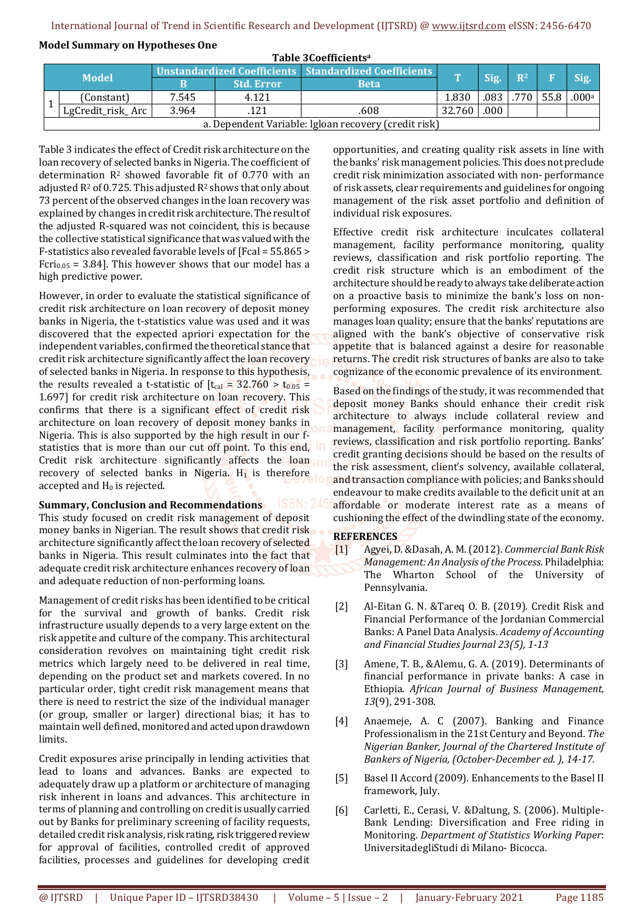**Model Summary on Hypotheses One**

**Table 3Coefficients[a]**

| Model | | Unstandardized Coefficients | | Standardized Coefficients | T | Sig. | $R^2$ | F | Sig. |
|---|---|---|---|---|---|---|---|---|---|
| | | B | Std. Error | Beta | | | | | |
| 1 | (Constant) | 7.545 | 4.121 | | 1.830 | .083 | .770 | 55.8 | .000[a] |
| | LgCredit_risk_ Arc | 3.964 | .121 | .608 | 32.760 | .000 | | | |

a. Dependent Variable: lgloan recovery (credit risk)

Table 3 indicates the effect of Credit risk architecture on the loan recovery of selected banks in Nigeria. The coefficient of determination $R^2$ showed favorable fit of 0.770 with an adjusted $R^2$ of 0.725. This adjusted $R^2$ shows that only about 73 percent of the observed changes in the loan recovery was explained by changes in credit risk architecture. The result of the adjusted R-squared was not coincident, this is because the collective statistical significance that was valued with the F-statistics also revealed favorable levels of [$F_{cal} = 55.865 > F_{cri0.05} = 3.84$]. This however shows that our model has a high predictive power.

However, in order to evaluate the statistical significance of credit risk architecture on loan recovery of deposit money banks in Nigeria, the t-statistics value was used and it was discovered that the expected apriori expectation for the independent variables, confirmed the theoretical stance that credit risk architecture significantly affect the loan recovery of selected banks in Nigeria. In response to this hypothesis, the results revealed a t-statistic of [$t_{cal} = 32.760 > t_{0.05} = 1.697$] for credit risk architecture on loan recovery. This confirms that there is a significant effect of credit risk architecture on loan recovery of deposit money banks in Nigeria. This is also supported by the high result in our f-statistics that is more than our cut off point. To this end, Credit risk architecture significantly affects the loan recovery of selected banks in Nigeria. $H_1$ is therefore accepted and $H_0$ is rejected.

**Summary, Conclusion and Recommendations**

This study focused on credit risk management of deposit money banks in Nigerian. The result shows that credit risk architecture significantly affect the loan recovery of selected banks in Nigeria. This result culminates into the fact that adequate credit risk architecture enhances recovery of loan and adequate reduction of non-performing loans.

Management of credit risks has been identified to be critical for the survival and growth of banks. Credit risk infrastructure usually depends to a very large extent on the risk appetite and culture of the company. This architectural consideration revolves on maintaining tight credit risk metrics which largely need to be delivered in real time, depending on the product set and markets covered. In no particular order, tight credit risk management means that there is need to restrict the size of the individual manager (or group, smaller or larger) directional bias; it has to maintain well defined, monitored and acted upon drawdown limits.

Credit exposures arise principally in lending activities that lead to loans and advances. Banks are expected to adequately draw up a platform or architecture of managing risk inherent in loans and advances. This architecture in terms of planning and controlling on credit is usually carried out by Banks for preliminary screening of facility requests, detailed credit risk analysis, risk rating, risk triggered review for approval of facilities, controlled credit of approved facilities, processes and guidelines for developing credit opportunities, and creating quality risk assets in line with the banks' risk management policies. This does not preclude credit risk minimization associated with non- performance of risk assets, clear requirements and guidelines for ongoing management of the risk asset portfolio and definition of individual risk exposures.

Effective credit risk architecture inculcates collateral management, facility performance monitoring, quality reviews, classification and risk portfolio reporting. The credit risk structure which is an embodiment of the architecture should be ready to always take deliberate action on a proactive basis to minimize the bank's loss on non-performing exposures. The credit risk architecture also manages loan quality; ensure that the banks' reputations are aligned with the bank's objective of conservative risk appetite that is balanced against a desire for reasonable returns. The credit risk structures of banks are also to take cognizance of the economic prevalence of its environment.

Based on the findings of the study, it was recommended that deposit money Banks should enhance their credit risk architecture to always include collateral review and management, facility performance monitoring, quality reviews, classification and risk portfolio reporting. Banks' credit granting decisions should be based on the results of the risk assessment, client's solvency, available collateral, and transaction compliance with policies; and Banks should endeavour to make credits available to the deficit unit at an affordable or moderate interest rate as a means of cushioning the effect of the dwindling state of the economy.

**REFERENCES**

[1] Agyei, D. &Dasah, A. M. (2012). *Commercial Bank Risk Management: An Analysis of the Process*. Philadelphia: The Wharton School of the University of Pennsylvania.

[2] Al-Eitan G. N. &Tareq O. B. (2019). Credit Risk and Financial Performance of the Jordanian Commercial Banks: A Panel Data Analysis. *Academy of Accounting and Financial Studies Journal 23(5), 1-13*

[3] Amene, T. B., &Alemu, G. A. (2019). Determinants of financial performance in private banks: A case in Ethiopia. *African Journal of Business Management, 13*(9), 291-308.

[4] Anaemeje, A. C (2007). Banking and Finance Professionalism in the 21st Century and Beyond. *The Nigerian Banker, Journal of the Chartered Institute of Bankers of Nigeria, (October-December ed. ), 14-17.*

[5] Basel II Accord (2009). Enhancements to the Basel II framework, July.

[6] Carletti, E., Cerasi, V. &Daltung, S. (2006). Multiple-Bank Lending: Diversification and Free riding in Monitoring. *Department of Statistics Working Paper*: UniversitadegliStudi di Milano- Bicocca.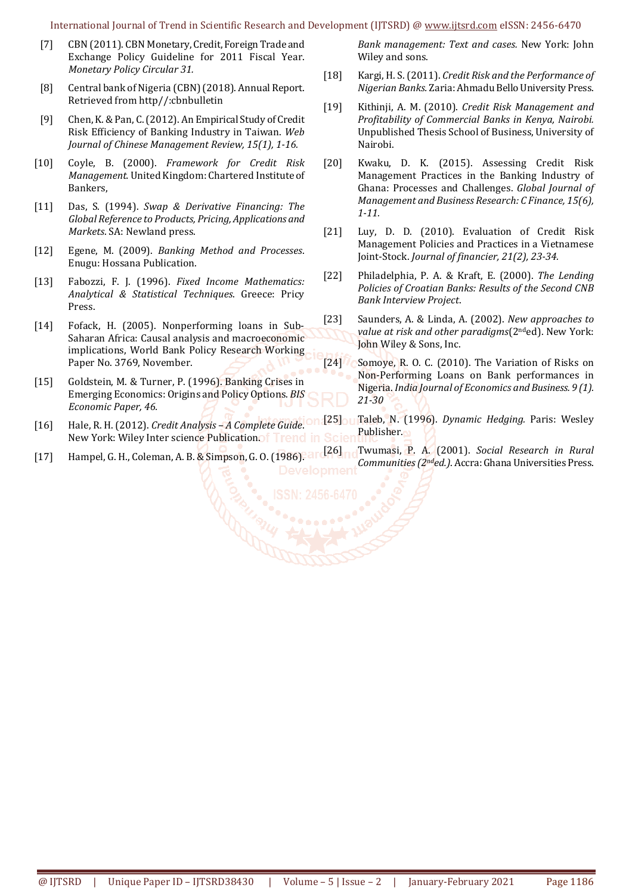[7] CBN (2011). CBN Monetary, Credit, Foreign Trade and Exchange Policy Guideline for 2011 Fiscal Year. *Monetary Policy Circular 31.*

[8] Central bank of Nigeria (CBN) (2018). Annual Report. Retrieved from http//:cbnbulletin

[9] Chen, K. & Pan, C. (2012). An Empirical Study of Credit Risk Efficiency of Banking Industry in Taiwan. *Web Journal of Chinese Management Review, 15(1), 1-16.*

[10] Coyle, B. (2000). *Framework for Credit Risk Management.* United Kingdom: Chartered Institute of Bankers,

[11] Das, S. (1994). *Swap & Derivative Financing: The Global Reference to Products, Pricing, Applications and Markets*. SA: Newland press.

[12] Egene, M. (2009). *Banking Method and Processes*. Enugu: Hossana Publication.

[13] Fabozzi, F. J. (1996). *Fixed Income Mathematics: Analytical & Statistical Techniques*. Greece: Pricy Press.

[14] Fofack, H. (2005). Nonperforming loans in Sub-Saharan Africa: Causal analysis and macroeconomic implications, World Bank Policy Research Working Paper No. 3769, November.

[15] Goldstein, M. & Turner, P. (1996). Banking Crises in Emerging Economics: Origins and Policy Options. *BIS Economic Paper, 46.*

[16] Hale, R. H. (2012). *Credit Analysis – A Complete Guide*. New York: Wiley Inter science Publication.

[17] Hampel, G. H., Coleman, A. B. & Simpson, G. O. (1986). *Bank management: Text and cases.* New York: John Wiley and sons.

[18] Kargi, H. S. (2011). *Credit Risk and the Performance of Nigerian Banks.* Zaria: Ahmadu Bello University Press.

[19] Kithinji, A. M. (2010). *Credit Risk Management and Profitability of Commercial Banks in Kenya, Nairobi.* Unpublished Thesis School of Business, University of Nairobi.

[20] Kwaku, D. K. (2015). Assessing Credit Risk Management Practices in the Banking Industry of Ghana: Processes and Challenges. *Global Journal of Management and Business Research: C Finance, 15(6), 1-11.*

[21] Luy, D. D. (2010). Evaluation of Credit Risk Management Policies and Practices in a Vietnamese Joint-Stock. *Journal of financier, 21(2), 23-34.*

[22] Philadelphia, P. A. & Kraft, E. (2000). *The Lending Policies of Croatian Banks: Results of the Second CNB Bank Interview Project*.

[23] Saunders, A. & Linda, A. (2002). *New approaches to value at risk and other paradigms*(2nded). New York: John Wiley & Sons, Inc.

[24] Somoye, R. O. C. (2010). The Variation of Risks on Non-Performing Loans on Bank performances in Nigeria. *India Journal of Economics and Business. 9 (1). 21-30*

[25] Taleb, N. (1996). *Dynamic Hedging.* Paris: Wesley Publisher.

[26] Twumasi, P. A. (2001). *Social Research in Rural Communities (2nded.).* Accra: Ghana Universities Press.